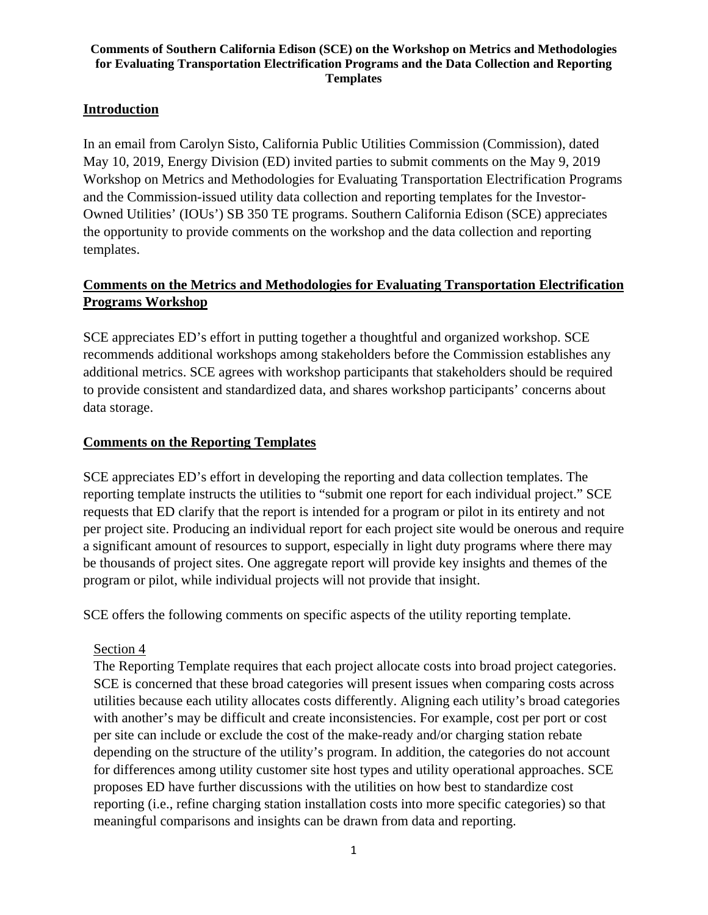**Comments of Southern California Edison (SCE) on the Workshop on Metrics and Methodologies for Evaluating Transportation Electrification Programs and the Data Collection and Reporting Templates**

## Introduction

In an email from Carolyn Sisto, California Public Utilities Commission (Commission), dated May 10, 2019, Energy Division (ED) invited parties to submit comments on the May 9, 2019 Workshop on Metrics and Methodologies for Evaluating Transportation Electrification Programs and the Commission-issued utility data collection and reporting templates for the Investor-Owned Utilities' (IOUs') SB 350 TE programs. Southern California Edison (SCE) appreciates the opportunity to provide comments on the workshop and the data collection and reporting templates.

## Comments on the Metrics and Methodologies for Evaluating Transportation Electrification Programs Workshop

SCE appreciates ED's effort in putting together a thoughtful and organized workshop. SCE recommends additional workshops among stakeholders before the Commission establishes any additional metrics. SCE agrees with workshop participants that stakeholders should be required to provide consistent and standardized data, and shares workshop participants' concerns about data storage.

## Comments on the Reporting Templates

SCE appreciates ED's effort in developing the reporting and data collection templates. The reporting template instructs the utilities to "submit one report for each individual project." SCE requests that ED clarify that the report is intended for a program or pilot in its entirety and not per project site. Producing an individual report for each project site would be onerous and require a significant amount of resources to support, especially in light duty programs where there may be thousands of project sites. One aggregate report will provide key insights and themes of the program or pilot, while individual projects will not provide that insight.

SCE offers the following comments on specific aspects of the utility reporting template.

### Section 4

The Reporting Template requires that each project allocate costs into broad project categories. SCE is concerned that these broad categories will present issues when comparing costs across utilities because each utility allocates costs differently. Aligning each utility's broad categories with another's may be difficult and create inconsistencies. For example, cost per port or cost per site can include or exclude the cost of the make-ready and/or charging station rebate depending on the structure of the utility's program. In addition, the categories do not account for differences among utility customer site host types and utility operational approaches. SCE proposes ED have further discussions with the utilities on how best to standardize cost reporting (i.e., refine charging station installation costs into more specific categories) so that meaningful comparisons and insights can be drawn from data and reporting.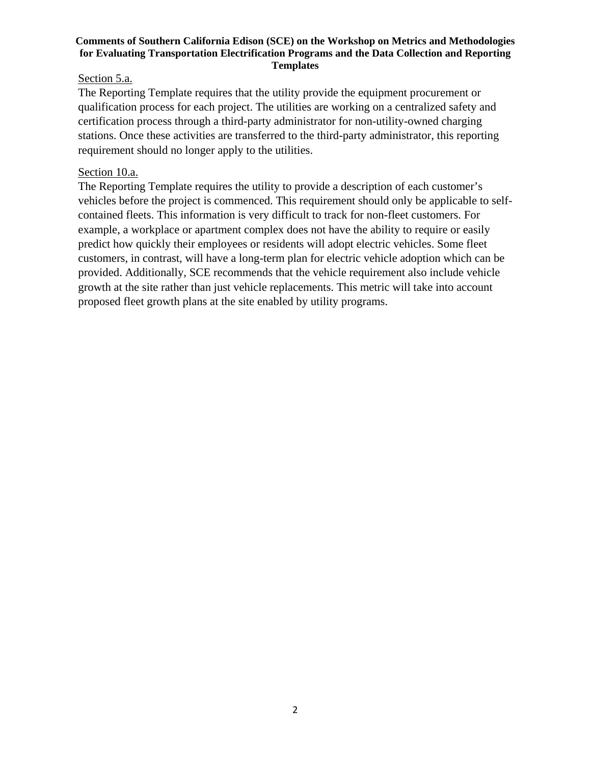Section 5.a.

The Reporting Template requires that the utility provide the equipment procurement or qualification process for each project. The utilities are working on a centralized safety and certification process through a third-party administrator for non-utility-owned charging stations. Once these activities are transferred to the third-party administrator, this reporting requirement should no longer apply to the utilities.

Section 10.a.

The Reporting Template requires the utility to provide a description of each customer's vehicles before the project is commenced. This requirement should only be applicable to self-contained fleets. This information is very difficult to track for non-fleet customers. For example, a workplace or apartment complex does not have the ability to require or easily predict how quickly their employees or residents will adopt electric vehicles. Some fleet customers, in contrast, will have a long-term plan for electric vehicle adoption which can be provided. Additionally, SCE recommends that the vehicle requirement also include vehicle growth at the site rather than just vehicle replacements. This metric will take into account proposed fleet growth plans at the site enabled by utility programs.